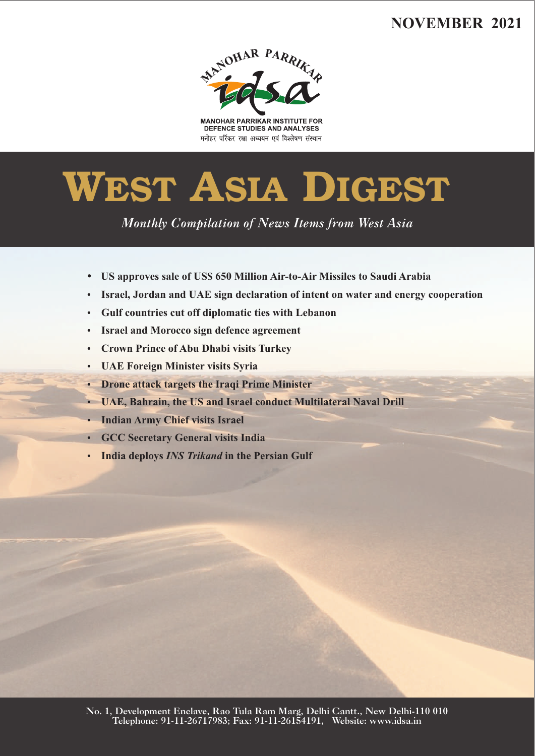NOVEMBER 2021

MANOHAR PARRIKAR

idsa

MANOHAR PARRIKAR INSTITUTE FOR DEFENCE STUDIES AND ANALYSES

मनोहर पर्रिकर रक्षा अध्ययन एवं विश्लेषण संस्थान

# WEST ASIA DIGEST

*Monthly Compilation of News Items from West Asia*

- **US approves sale of US$ 650 Million Air-to-Air Missiles to Saudi Arabia**
- **Israel, Jordan and UAE sign declaration of intent on water and energy cooperation**
- **Gulf countries cut off diplomatic ties with Lebanon**
- **Israel and Morocco sign defence agreement**
- **Crown Prince of Abu Dhabi visits Turkey**
- **UAE Foreign Minister visits Syria**
- **Drone attack targets the Iraqi Prime Minister**
- **UAE, Bahrain, the US and Israel conduct Multilateral Naval Drill**
- **Indian Army Chief visits Israel**
- **GCC Secretary General visits India**
- **India deploys *INS Trikand* in the Persian Gulf**

No. 1, Development Enclave, Rao Tula Ram Marg, Delhi Cantt., New Delhi-110 010
Telephone: 91-11-26717983; Fax: 91-11-26154191, Website: www.idsa.in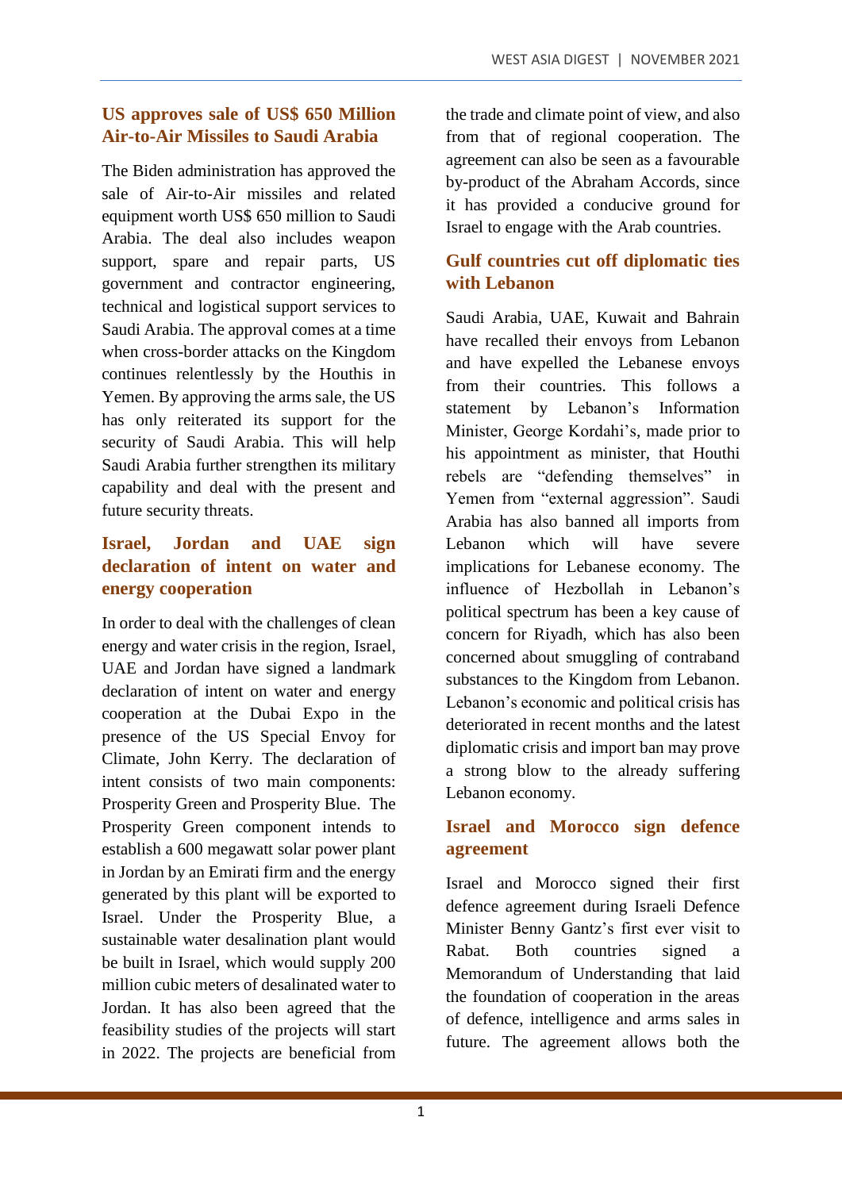## US approves sale of US$ 650 Million Air-to-Air Missiles to Saudi Arabia

The Biden administration has approved the sale of Air-to-Air missiles and related equipment worth US$ 650 million to Saudi Arabia. The deal also includes weapon support, spare and repair parts, US government and contractor engineering, technical and logistical support services to Saudi Arabia. The approval comes at a time when cross-border attacks on the Kingdom continues relentlessly by the Houthis in Yemen. By approving the arms sale, the US has only reiterated its support for the security of Saudi Arabia. This will help Saudi Arabia further strengthen its military capability and deal with the present and future security threats.

## Israel, Jordan and UAE sign declaration of intent on water and energy cooperation

In order to deal with the challenges of clean energy and water crisis in the region, Israel, UAE and Jordan have signed a landmark declaration of intent on water and energy cooperation at the Dubai Expo in the presence of the US Special Envoy for Climate, John Kerry. The declaration of intent consists of two main components: Prosperity Green and Prosperity Blue. The Prosperity Green component intends to establish a 600 megawatt solar power plant in Jordan by an Emirati firm and the energy generated by this plant will be exported to Israel. Under the Prosperity Blue, a sustainable water desalination plant would be built in Israel, which would supply 200 million cubic meters of desalinated water to Jordan. It has also been agreed that the feasibility studies of the projects will start in 2022. The projects are beneficial from the trade and climate point of view, and also from that of regional cooperation. The agreement can also be seen as a favourable by-product of the Abraham Accords, since it has provided a conducive ground for Israel to engage with the Arab countries.

## Gulf countries cut off diplomatic ties with Lebanon

Saudi Arabia, UAE, Kuwait and Bahrain have recalled their envoys from Lebanon and have expelled the Lebanese envoys from their countries. This follows a statement by Lebanon's Information Minister, George Kordahi's, made prior to his appointment as minister, that Houthi rebels are "defending themselves" in Yemen from "external aggression". Saudi Arabia has also banned all imports from Lebanon which will have severe implications for Lebanese economy. The influence of Hezbollah in Lebanon's political spectrum has been a key cause of concern for Riyadh, which has also been concerned about smuggling of contraband substances to the Kingdom from Lebanon. Lebanon's economic and political crisis has deteriorated in recent months and the latest diplomatic crisis and import ban may prove a strong blow to the already suffering Lebanon economy.

## Israel and Morocco sign defence agreement

Israel and Morocco signed their first defence agreement during Israeli Defence Minister Benny Gantz's first ever visit to Rabat. Both countries signed a Memorandum of Understanding that laid the foundation of cooperation in the areas of defence, intelligence and arms sales in future. The agreement allows both the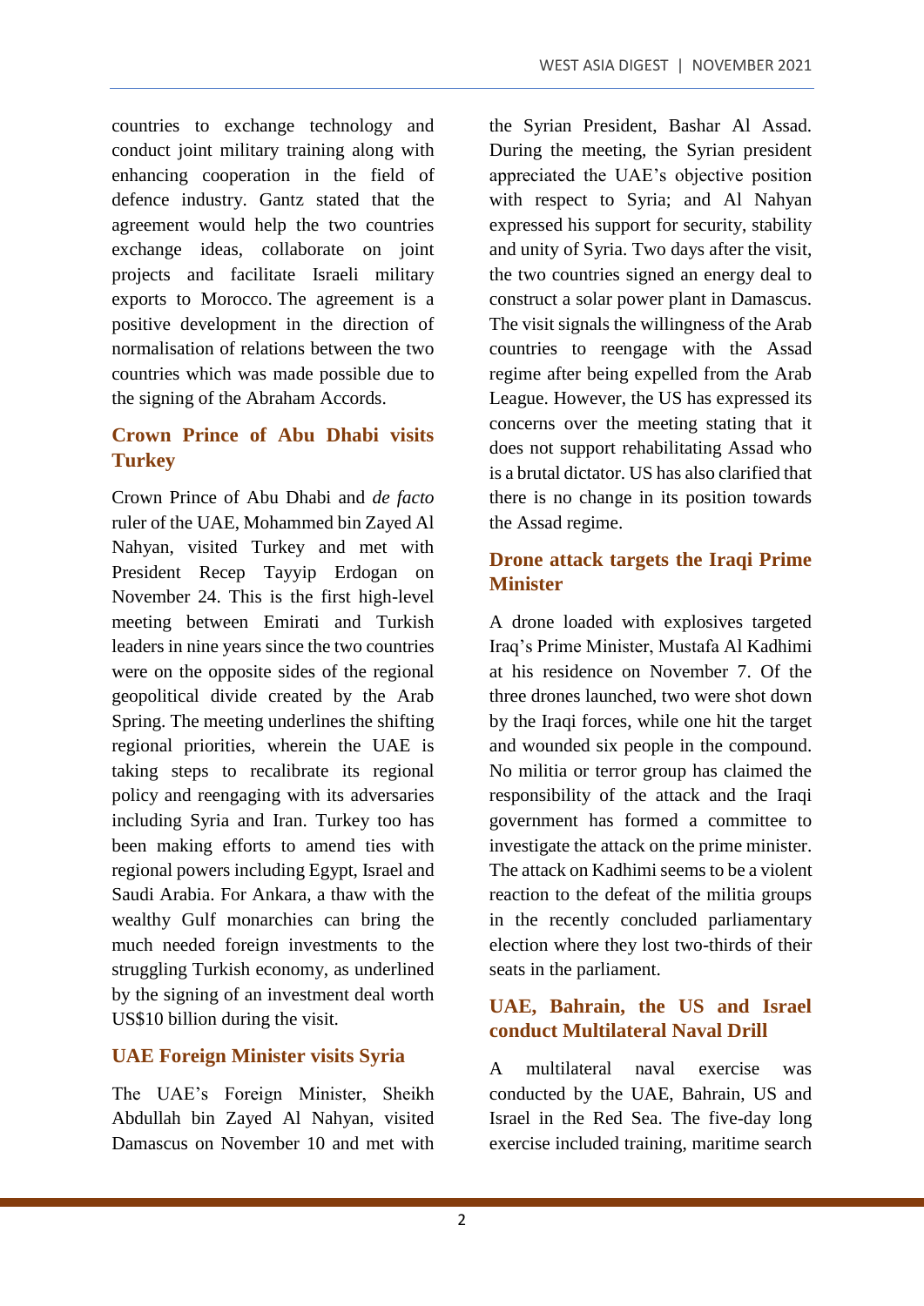countries to exchange technology and conduct joint military training along with enhancing cooperation in the field of defence industry. Gantz stated that the agreement would help the two countries exchange ideas, collaborate on joint projects and facilitate Israeli military exports to Morocco. The agreement is a positive development in the direction of normalisation of relations between the two countries which was made possible due to the signing of the Abraham Accords.

## Crown Prince of Abu Dhabi visits Turkey

Crown Prince of Abu Dhabi and *de facto* ruler of the UAE, Mohammed bin Zayed Al Nahyan, visited Turkey and met with President Recep Tayyip Erdogan on November 24. This is the first high-level meeting between Emirati and Turkish leaders in nine years since the two countries were on the opposite sides of the regional geopolitical divide created by the Arab Spring. The meeting underlines the shifting regional priorities, wherein the UAE is taking steps to recalibrate its regional policy and reengaging with its adversaries including Syria and Iran. Turkey too has been making efforts to amend ties with regional powers including Egypt, Israel and Saudi Arabia. For Ankara, a thaw with the wealthy Gulf monarchies can bring the much needed foreign investments to the struggling Turkish economy, as underlined by the signing of an investment deal worth US$10 billion during the visit.

## UAE Foreign Minister visits Syria

The UAE's Foreign Minister, Sheikh Abdullah bin Zayed Al Nahyan, visited Damascus on November 10 and met with the Syrian President, Bashar Al Assad. During the meeting, the Syrian president appreciated the UAE's objective position with respect to Syria; and Al Nahyan expressed his support for security, stability and unity of Syria. Two days after the visit, the two countries signed an energy deal to construct a solar power plant in Damascus. The visit signals the willingness of the Arab countries to reengage with the Assad regime after being expelled from the Arab League. However, the US has expressed its concerns over the meeting stating that it does not support rehabilitating Assad who is a brutal dictator. US has also clarified that there is no change in its position towards the Assad regime.

## Drone attack targets the Iraqi Prime Minister

A drone loaded with explosives targeted Iraq's Prime Minister, Mustafa Al Kadhimi at his residence on November 7. Of the three drones launched, two were shot down by the Iraqi forces, while one hit the target and wounded six people in the compound. No militia or terror group has claimed the responsibility of the attack and the Iraqi government has formed a committee to investigate the attack on the prime minister. The attack on Kadhimi seems to be a violent reaction to the defeat of the militia groups in the recently concluded parliamentary election where they lost two-thirds of their seats in the parliament.

## UAE, Bahrain, the US and Israel conduct Multilateral Naval Drill

A multilateral naval exercise was conducted by the UAE, Bahrain, US and Israel in the Red Sea. The five-day long exercise included training, maritime search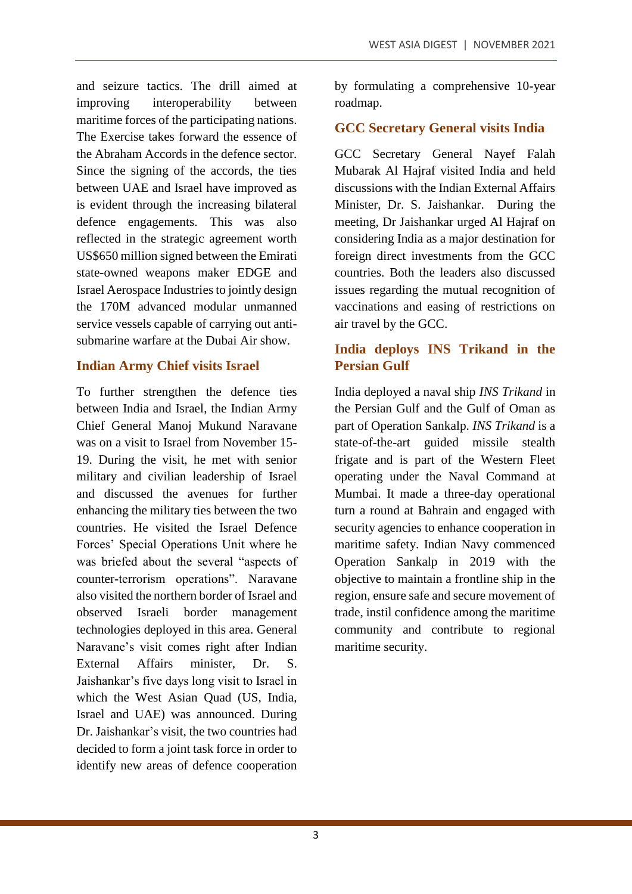and seizure tactics. The drill aimed at improving interoperability between maritime forces of the participating nations. The Exercise takes forward the essence of the Abraham Accords in the defence sector. Since the signing of the accords, the ties between UAE and Israel have improved as is evident through the increasing bilateral defence engagements. This was also reflected in the strategic agreement worth US$650 million signed between the Emirati state-owned weapons maker EDGE and Israel Aerospace Industries to jointly design the 170M advanced modular unmanned service vessels capable of carrying out anti-submarine warfare at the Dubai Air show.

## Indian Army Chief visits Israel

To further strengthen the defence ties between India and Israel, the Indian Army Chief General Manoj Mukund Naravane was on a visit to Israel from November 15-19. During the visit, he met with senior military and civilian leadership of Israel and discussed the avenues for further enhancing the military ties between the two countries. He visited the Israel Defence Forces' Special Operations Unit where he was briefed about the several "aspects of counter-terrorism operations". Naravane also visited the northern border of Israel and observed Israeli border management technologies deployed in this area. General Naravane's visit comes right after Indian External Affairs minister, Dr. S. Jaishankar's five days long visit to Israel in which the West Asian Quad (US, India, Israel and UAE) was announced. During Dr. Jaishankar's visit, the two countries had decided to form a joint task force in order to identify new areas of defence cooperation by formulating a comprehensive 10-year roadmap.

## GCC Secretary General visits India

GCC Secretary General Nayef Falah Mubarak Al Hajraf visited India and held discussions with the Indian External Affairs Minister, Dr. S. Jaishankar. During the meeting, Dr Jaishankar urged Al Hajraf on considering India as a major destination for foreign direct investments from the GCC countries. Both the leaders also discussed issues regarding the mutual recognition of vaccinations and easing of restrictions on air travel by the GCC.

## India deploys INS Trikand in the Persian Gulf

India deployed a naval ship *INS Trikand* in the Persian Gulf and the Gulf of Oman as part of Operation Sankalp. *INS Trikand* is a state-of-the-art guided missile stealth frigate and is part of the Western Fleet operating under the Naval Command at Mumbai. It made a three-day operational turn a round at Bahrain and engaged with security agencies to enhance cooperation in maritime safety. Indian Navy commenced Operation Sankalp in 2019 with the objective to maintain a frontline ship in the region, ensure safe and secure movement of trade, instil confidence among the maritime community and contribute to regional maritime security.